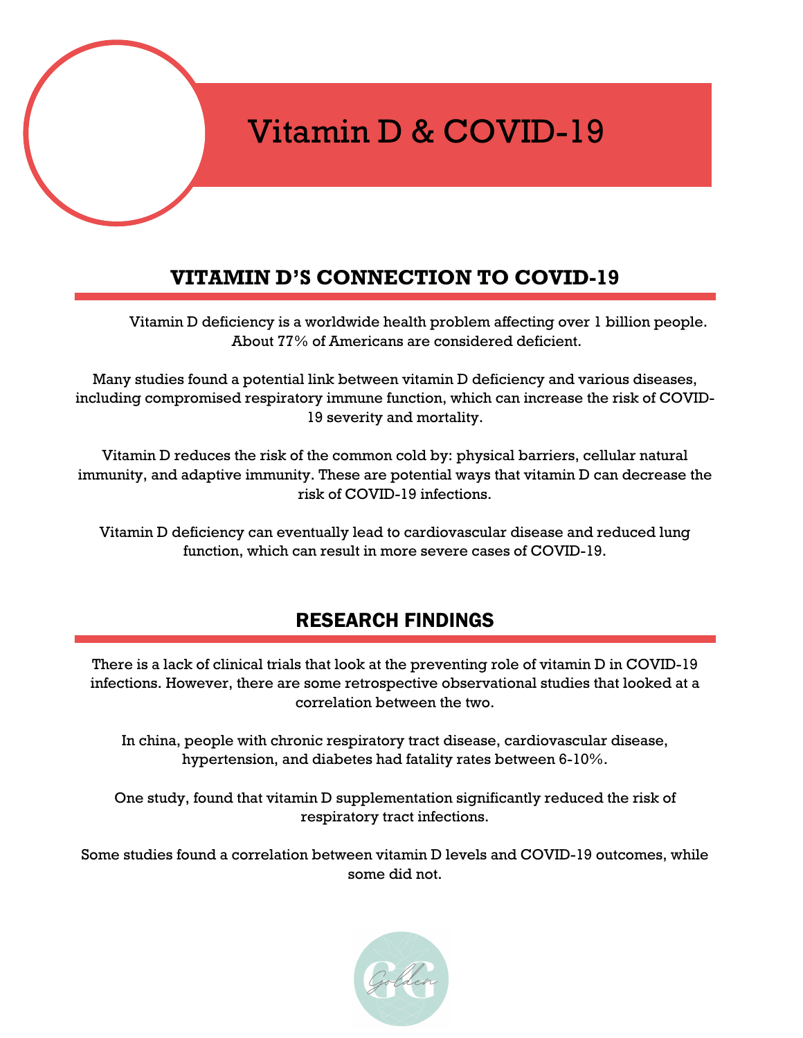# Vitamin D & COVID-19

## VITAMIN D'S CONNECTION TO COVID-19

Vitamin D deficiency is a worldwide health problem affecting over 1 billion people. About 77% of Americans are considered deficient.

Many studies found a potential link between vitamin D deficiency and various diseases, including compromised respiratory immune function, which can increase the risk of COVID-19 severity and mortality.

Vitamin D reduces the risk of the common cold by: physical barriers, cellular natural immunity, and adaptive immunity. These are potential ways that vitamin D can decrease the risk of COVID-19 infections.

Vitamin D deficiency can eventually lead to cardiovascular disease and reduced lung function, which can result in more severe cases of COVID-19.

## RESEARCH FINDINGS

There is a lack of clinical trials that look at the preventing role of vitamin D in COVID-19 infections. However, there are some retrospective observational studies that looked at a correlation between the two.

In china, people with chronic respiratory tract disease, cardiovascular disease, hypertension, and diabetes had fatality rates between 6-10%.

One study, found that vitamin D supplementation significantly reduced the risk of respiratory tract infections.

Some studies found a correlation between vitamin D levels and COVID-19 outcomes, while some did not.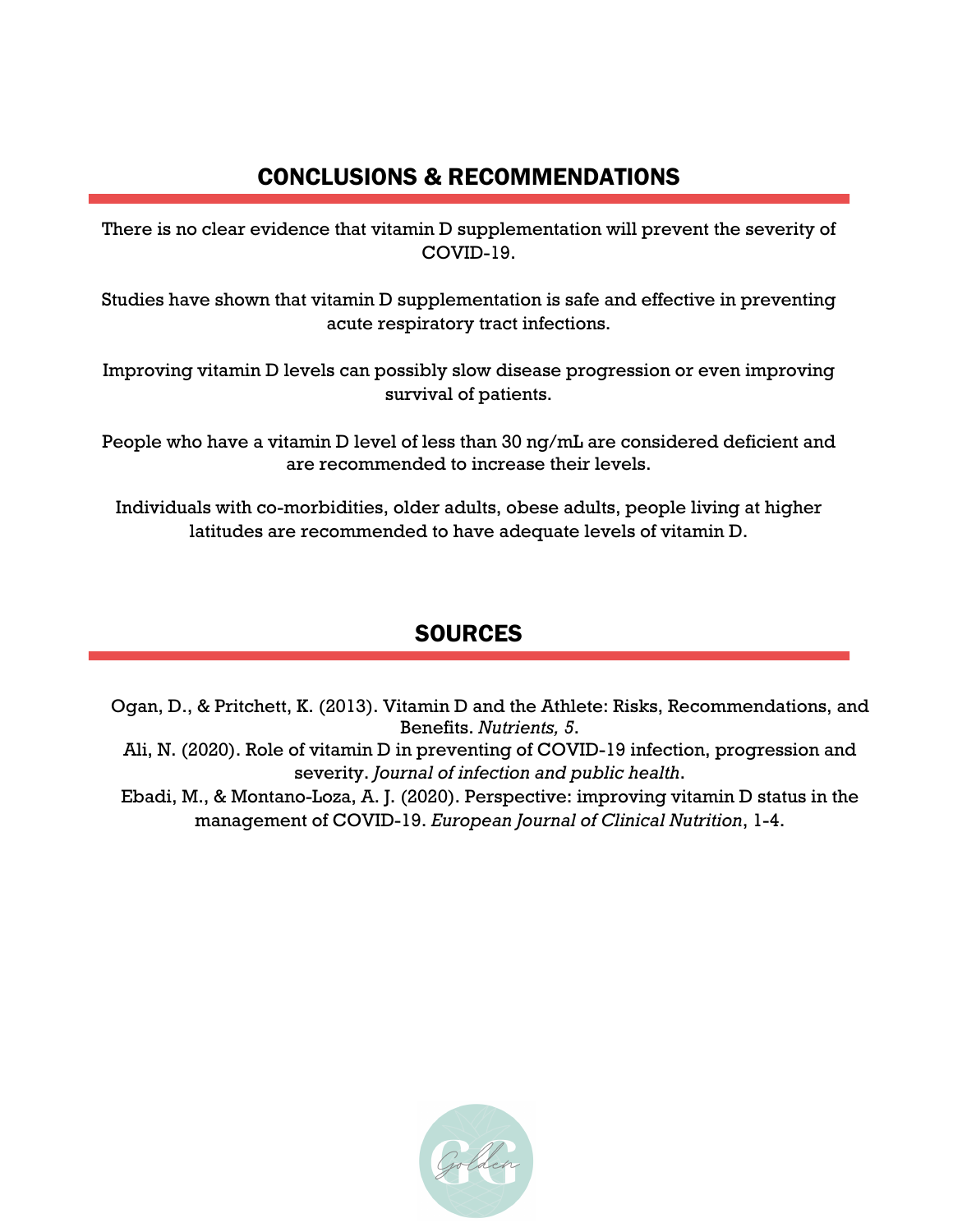## CONCLUSIONS & RECOMMENDATIONS

There is no clear evidence that vitamin D supplementation will prevent the severity of COVID-19.

Studies have shown that vitamin D supplementation is safe and effective in preventing acute respiratory tract infections.

Improving vitamin D levels can possibly slow disease progression or even improving survival of patients.

People who have a vitamin D level of less than 30 ng/mL are considered deficient and are recommended to increase their levels.

Individuals with co-morbidities, older adults, obese adults, people living at higher latitudes are recommended to have adequate levels of vitamin D.

## SOURCES

Ogan, D., & Pritchett, K. (2013). Vitamin D and the Athlete: Risks, Recommendations, and Benefits. *Nutrients, 5*.

Ali, N. (2020). Role of vitamin D in preventing of COVID-19 infection, progression and severity. *Journal of infection and public health*.

Ebadi, M., & Montano-Loza, A. J. (2020). Perspective: improving vitamin D status in the management of COVID-19. *European Journal of Clinical Nutrition*, 1-4.